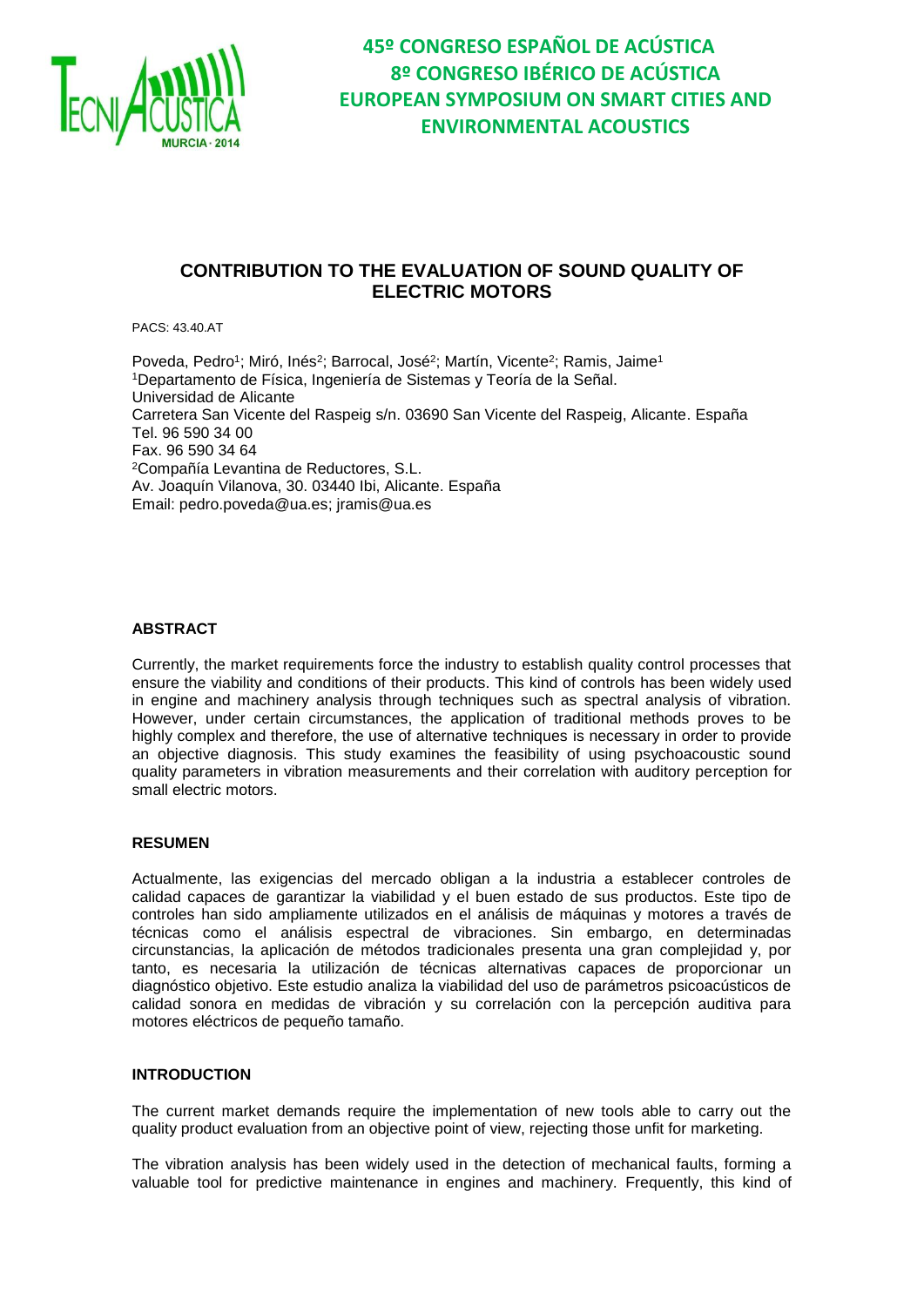45º CONGRESO ESPAÑOL DE ACÚSTICA
8º CONGRESO IBÉRICO DE ACÚSTICA
EUROPEAN SYMPOSIUM ON SMART CITIES AND ENVIRONMENTAL ACOUSTICS

# CONTRIBUTION TO THE EVALUATION OF SOUND QUALITY OF ELECTRIC MOTORS

PACS: 43.40.AT

Poveda, Pedro[1]; Miró, Inés[2]; Barrocal, José[2]; Martín, Vicente[2]; Ramis, Jaime[1]
[1]Departamento de Física, Ingeniería de Sistemas y Teoría de la Señal.
Universidad de Alicante
Carretera San Vicente del Raspeig s/n. 03690 San Vicente del Raspeig, Alicante. España
Tel. 96 590 34 00
Fax. 96 590 34 64
[2]Compañía Levantina de Reductores, S.L.
Av. Joaquín Vilanova, 30. 03440 Ibi, Alicante. España
Email: pedro.poveda@ua.es; jramis@ua.es

## ABSTRACT

Currently, the market requirements force the industry to establish quality control processes that ensure the viability and conditions of their products. This kind of controls has been widely used in engine and machinery analysis through techniques such as spectral analysis of vibration. However, under certain circumstances, the application of traditional methods proves to be highly complex and therefore, the use of alternative techniques is necessary in order to provide an objective diagnosis. This study examines the feasibility of using psychoacoustic sound quality parameters in vibration measurements and their correlation with auditory perception for small electric motors.

## RESUMEN

Actualmente, las exigencias del mercado obligan a la industria a establecer controles de calidad capaces de garantizar la viabilidad y el buen estado de sus productos. Este tipo de controles han sido ampliamente utilizados en el análisis de máquinas y motores a través de técnicas como el análisis espectral de vibraciones. Sin embargo, en determinadas circunstancias, la aplicación de métodos tradicionales presenta una gran complejidad y, por tanto, es necesaria la utilización de técnicas alternativas capaces de proporcionar un diagnóstico objetivo. Este estudio analiza la viabilidad del uso de parámetros psicoacústicos de calidad sonora en medidas de vibración y su correlación con la percepción auditiva para motores eléctricos de pequeño tamaño.

## INTRODUCTION

The current market demands require the implementation of new tools able to carry out the quality product evaluation from an objective point of view, rejecting those unfit for marketing.

The vibration analysis has been widely used in the detection of mechanical faults, forming a valuable tool for predictive maintenance in engines and machinery. Frequently, this kind of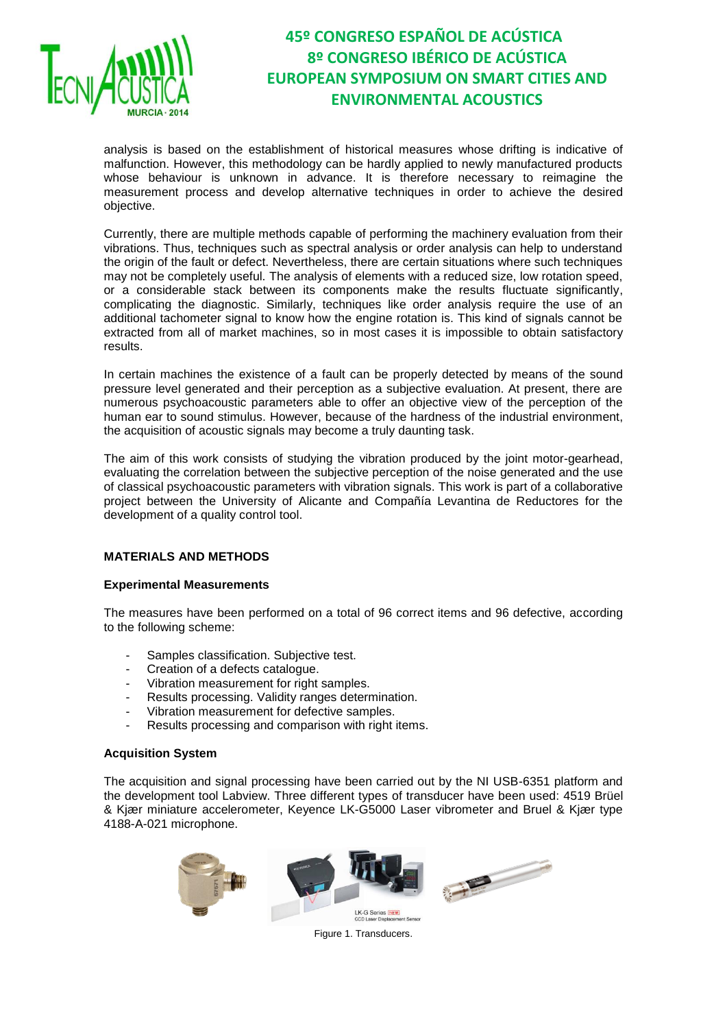analysis is based on the establishment of historical measures whose drifting is indicative of malfunction. However, this methodology can be hardly applied to newly manufactured products whose behaviour is unknown in advance. It is therefore necessary to reimagine the measurement process and develop alternative techniques in order to achieve the desired objective.

Currently, there are multiple methods capable of performing the machinery evaluation from their vibrations. Thus, techniques such as spectral analysis or order analysis can help to understand the origin of the fault or defect. Nevertheless, there are certain situations where such techniques may not be completely useful. The analysis of elements with a reduced size, low rotation speed, or a considerable stack between its components make the results fluctuate significantly, complicating the diagnostic. Similarly, techniques like order analysis require the use of an additional tachometer signal to know how the engine rotation is. This kind of signals cannot be extracted from all of market machines, so in most cases it is impossible to obtain satisfactory results.

In certain machines the existence of a fault can be properly detected by means of the sound pressure level generated and their perception as a subjective evaluation. At present, there are numerous psychoacoustic parameters able to offer an objective view of the perception of the human ear to sound stimulus. However, because of the hardness of the industrial environment, the acquisition of acoustic signals may become a truly daunting task.

The aim of this work consists of studying the vibration produced by the joint motor-gearhead, evaluating the correlation between the subjective perception of the noise generated and the use of classical psychoacoustic parameters with vibration signals. This work is part of a collaborative project between the University of Alicante and Compañía Levantina de Reductores for the development of a quality control tool.

## MATERIALS AND METHODS

### Experimental Measurements

The measures have been performed on a total of 96 correct items and 96 defective, according to the following scheme:

- Samples classification. Subjective test.
- Creation of a defects catalogue.
- Vibration measurement for right samples.
- Results processing. Validity ranges determination.
- Vibration measurement for defective samples.
- Results processing and comparison with right items.

### Acquisition System

The acquisition and signal processing have been carried out by the NI USB-6351 platform and the development tool Labview. Three different types of transducer have been used: 4519 Brüel & Kjær miniature accelerometer, Keyence LK-G5000 Laser vibrometer and Bruel & Kjær type 4188-A-021 microphone.

Figure 1. Transducers.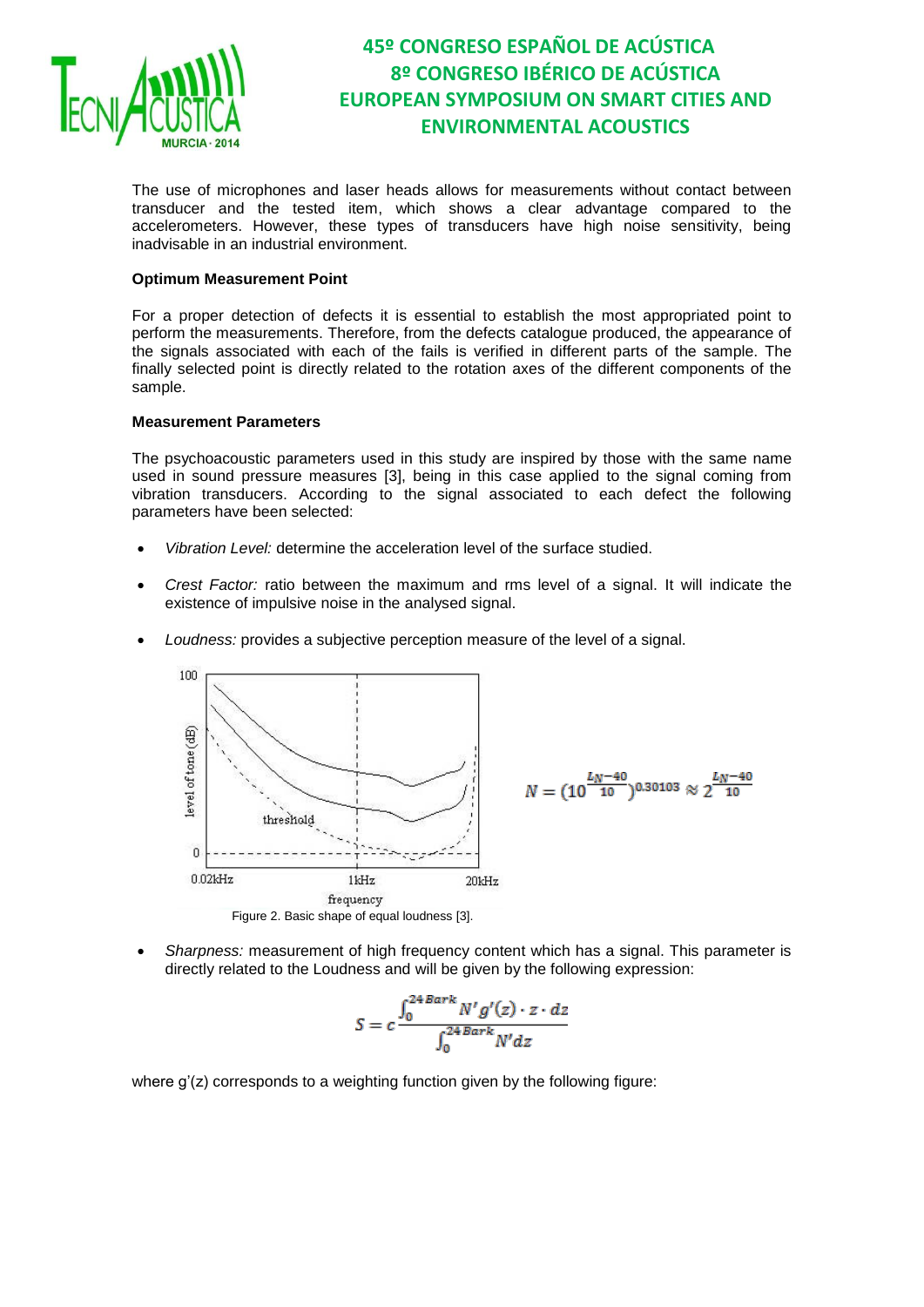The use of microphones and laser heads allows for measurements without contact between transducer and the tested item, which shows a clear advantage compared to the accelerometers. However, these types of transducers have high noise sensitivity, being inadvisable in an industrial environment.

**Optimum Measurement Point**

For a proper detection of defects it is essential to establish the most appropriated point to perform the measurements. Therefore, from the defects catalogue produced, the appearance of the signals associated with each of the fails is verified in different parts of the sample. The finally selected point is directly related to the rotation axes of the different components of the sample.

**Measurement Parameters**

The psychoacoustic parameters used in this study are inspired by those with the same name used in sound pressure measures [3], being in this case applied to the signal coming from vibration transducers. According to the signal associated to each defect the following parameters have been selected:

- *Vibration Level:* determine the acceleration level of the surface studied.
- *Crest Factor:* ratio between the maximum and rms level of a signal. It will indicate the existence of impulsive noise in the analysed signal.
- *Loudness:* provides a subjective perception measure of the level of a signal.

$$N = \left(10^{\frac{L_N - 40}{10}}\right)^{0.30103} \approx 2^{\frac{L_N - 40}{10}}$$

Figure 2. Basic shape of equal loudness [3].

- *Sharpness:* measurement of high frequency content which has a signal. This parameter is directly related to the Loudness and will be given by the following expression:

$$S = c \frac{\int_0^{24\,Bark} N' g'(z) \cdot z \cdot dz}{\int_0^{24\,Bark} N' dz}$$

where g'(z) corresponds to a weighting function given by the following figure: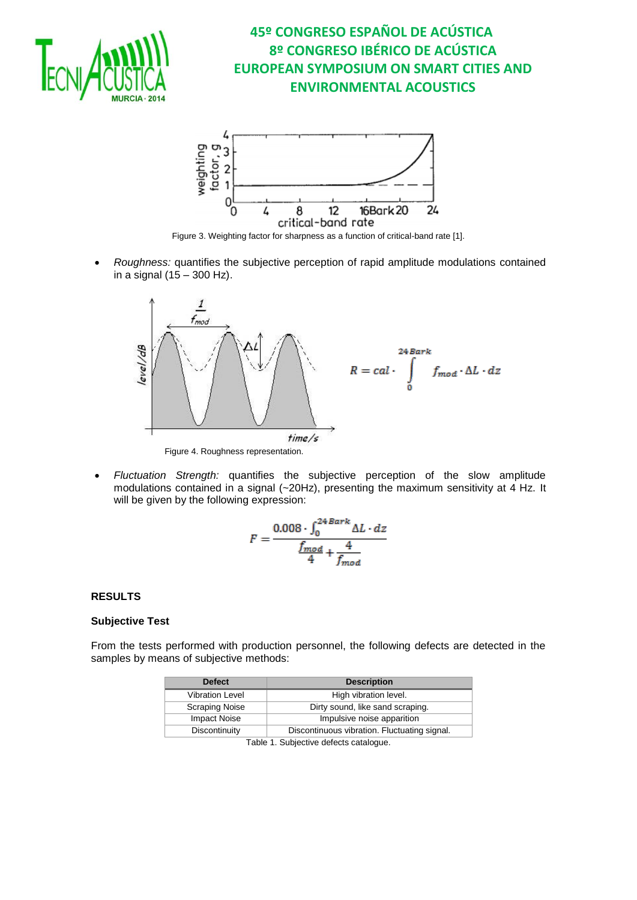Figure 3. Weighting factor for sharpness as a function of critical-band rate [1].

- *Roughness:* quantifies the subjective perception of rapid amplitude modulations contained in a signal (15 – 300 Hz).

$$R = cal \cdot \int_{0}^{24\,Bark} f_{mod} \cdot \Delta L \cdot dz$$

Figure 4. Roughness representation.

- *Fluctuation Strength:* quantifies the subjective perception of the slow amplitude modulations contained in a signal (~20Hz), presenting the maximum sensitivity at 4 Hz. It will be given by the following expression:

$$F = \frac{0.008 \cdot \int_{0}^{24\,Bark} \Delta L \cdot dz}{\frac{f_{mod}}{4} + \frac{4}{f_{mod}}}$$

## RESULTS

### Subjective Test

From the tests performed with production personnel, the following defects are detected in the samples by means of subjective methods:

| Defect | Description |
|---|---|
| Vibration Level | High vibration level. |
| Scraping Noise | Dirty sound, like sand scraping. |
| Impact Noise | Impulsive noise apparition |
| Discontinuity | Discontinuous vibration. Fluctuating signal. |

Table 1. Subjective defects catalogue.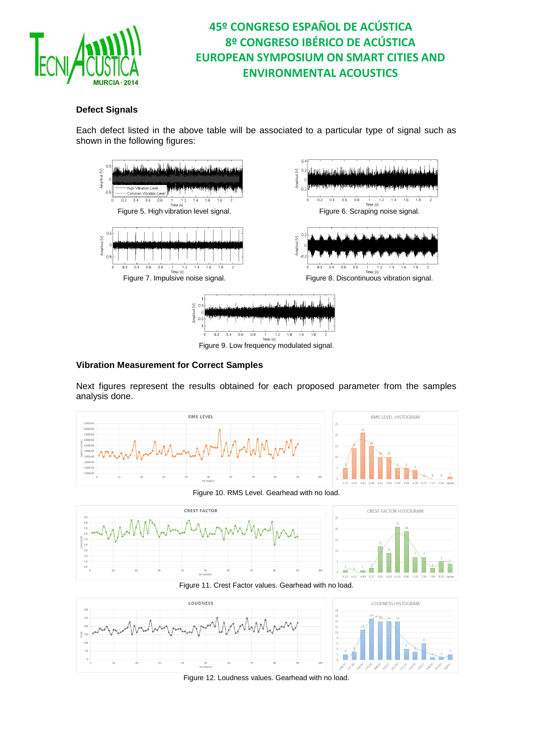## Defect Signals

Each defect listed in the above table will be associated to a particular type of signal such as shown in the following figures:

Figure 5. High vibration level signal.

Figure 6. Scraping noise signal.

Figure 7. Impulsive noise signal.

Figure 8. Discontinuous vibration signal.

Figure 9. Low frequency modulated signal.

## Vibration Measurement for Correct Samples

Next figures represent the results obtained for each proposed parameter from the samples analysis done.

Figure 10. RMS Level. Gearhead with no load.

Figure 11. Crest Factor values. Gearhead with no load.

Figure 12. Loudness values. Gearhead with no load.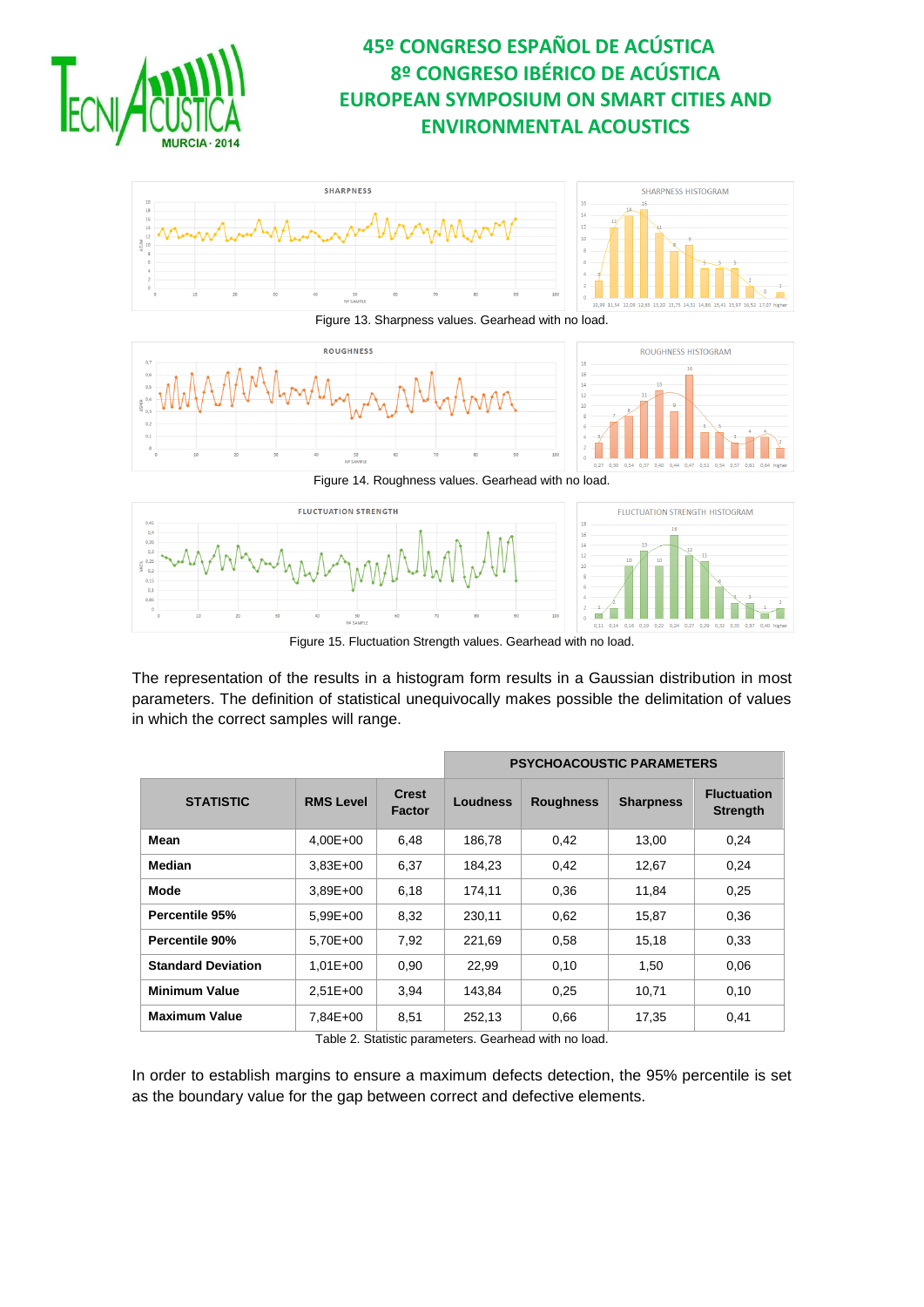Figure 13. Sharpness values. Gearhead with no load.

Figure 14. Roughness values. Gearhead with no load.

Figure 15. Fluctuation Strength values. Gearhead with no load.

The representation of the results in a histogram form results in a Gaussian distribution in most parameters. The definition of statistical unequivocally makes possible the delimitation of values in which the correct samples will range.

| STATISTIC | RMS Level | Crest Factor | PSYCHOACOUSTIC PARAMETERS | | | |
|---|---|---|---|---|---|---|
| | | | Loudness | Roughness | Sharpness | Fluctuation Strength |
| **Mean** | 4,00E+00 | 6,48 | 186,78 | 0,42 | 13,00 | 0,24 |
| **Median** | 3,83E+00 | 6,37 | 184,23 | 0,42 | 12,67 | 0,24 |
| **Mode** | 3,89E+00 | 6,18 | 174,11 | 0,36 | 11,84 | 0,25 |
| **Percentile 95%** | 5,99E+00 | 8,32 | 230,11 | 0,62 | 15,87 | 0,36 |
| **Percentile 90%** | 5,70E+00 | 7,92 | 221,69 | 0,58 | 15,18 | 0,33 |
| **Standard Deviation** | 1,01E+00 | 0,90 | 22,99 | 0,10 | 1,50 | 0,06 |
| **Minimum Value** | 2,51E+00 | 3,94 | 143,84 | 0,25 | 10,71 | 0,10 |
| **Maximum Value** | 7,84E+00 | 8,51 | 252,13 | 0,66 | 17,35 | 0,41 |

Table 2. Statistic parameters. Gearhead with no load.

In order to establish margins to ensure a maximum defects detection, the 95% percentile is set as the boundary value for the gap between correct and defective elements.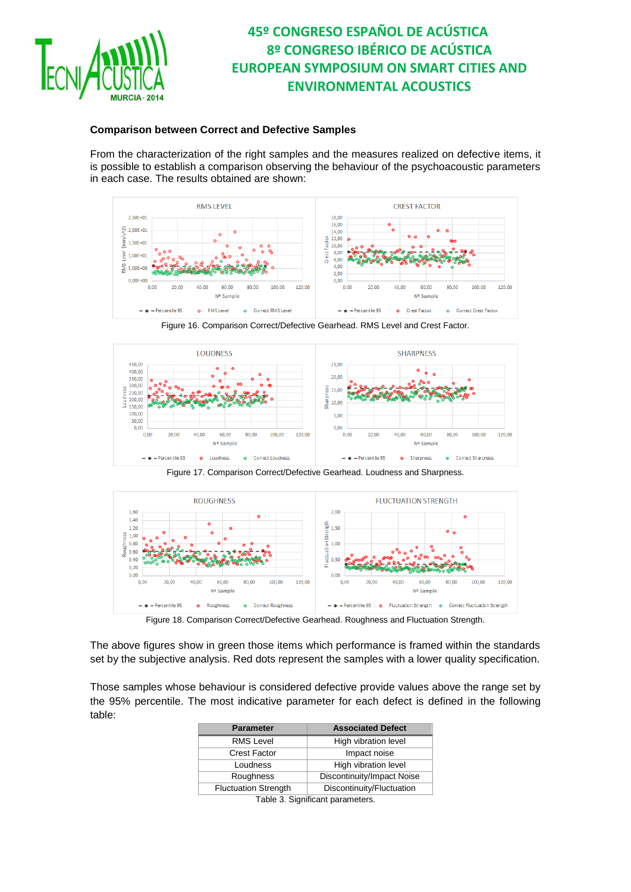## Comparison between Correct and Defective Samples

From the characterization of the right samples and the measures realized on defective items, it is possible to establish a comparison observing the behaviour of the psychoacoustic parameters in each case. The results obtained are shown:

Figure 16. Comparison Correct/Defective Gearhead. RMS Level and Crest Factor.

Figure 17. Comparison Correct/Defective Gearhead. Loudness and Sharpness.

Figure 18. Comparison Correct/Defective Gearhead. Roughness and Fluctuation Strength.

The above figures show in green those items which performance is framed within the standards set by the subjective analysis. Red dots represent the samples with a lower quality specification.

Those samples whose behaviour is considered defective provide values above the range set by the 95% percentile. The most indicative parameter for each defect is defined in the following table:

| Parameter | Associated Defect |
|---|---|
| RMS Level | High vibration level |
| Crest Factor | Impact noise |
| Loudness | High vibration level |
| Roughness | Discontinuity/Impact Noise |
| Fluctuation Strength | Discontinuity/Fluctuation |

Table 3. Significant parameters.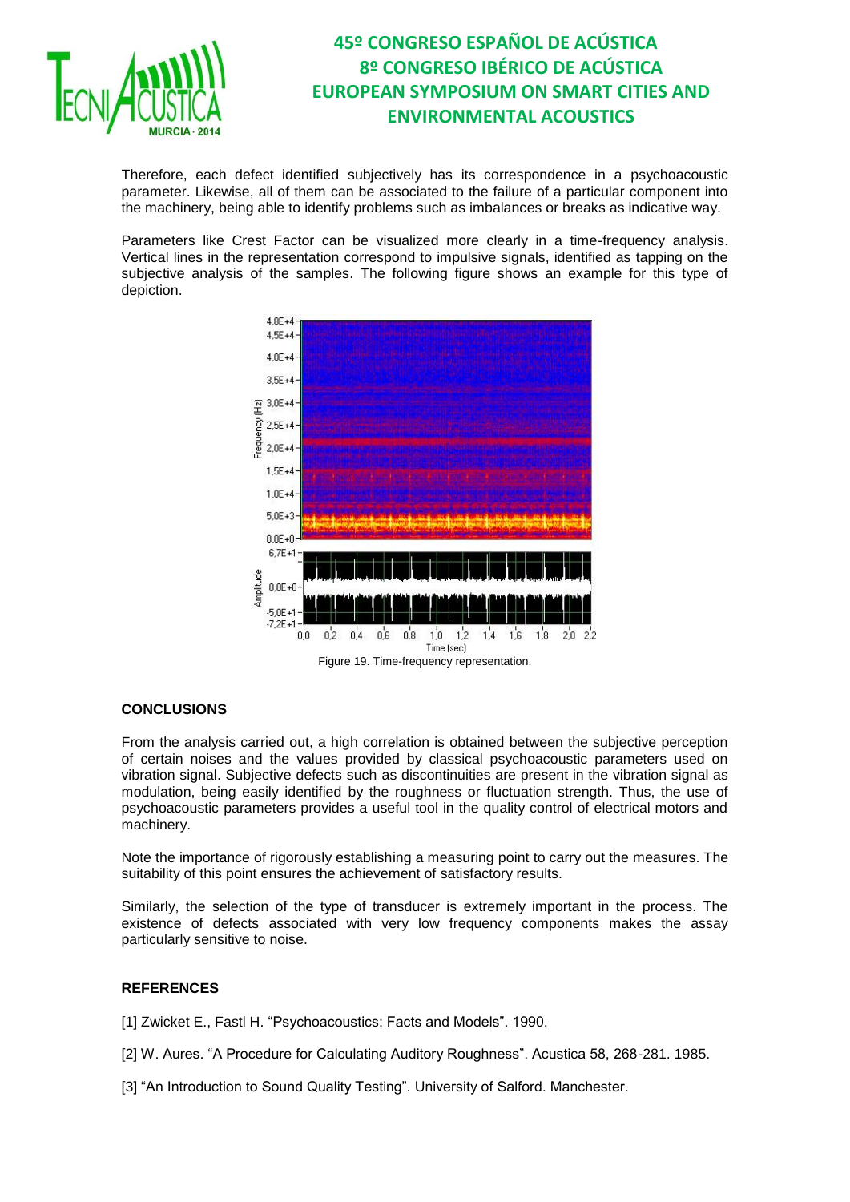Therefore, each defect identified subjectively has its correspondence in a psychoacoustic parameter. Likewise, all of them can be associated to the failure of a particular component into the machinery, being able to identify problems such as imbalances or breaks as indicative way.

Parameters like Crest Factor can be visualized more clearly in a time-frequency analysis. Vertical lines in the representation correspond to impulsive signals, identified as tapping on the subjective analysis of the samples. The following figure shows an example for this type of depiction.

Frequency (Hz)
4,8E+4
4,5E+4
4,0E+4
3,5E+4
3,0E+4
2,5E+4
2,0E+4
1,5E+4
1,0E+4
5,0E+3
0,0E+0

Amplitude
6,7E+1
0,0E+0
-5,0E+1
-7,2E+1

0,0 0,2 0,4 0,6 0,8 1,0 1,2 1,4 1,6 1,8 2,0 2,2
Time (sec)

Figure 19. Time-frequency representation.

## CONCLUSIONS

From the analysis carried out, a high correlation is obtained between the subjective perception of certain noises and the values provided by classical psychoacoustic parameters used on vibration signal. Subjective defects such as discontinuities are present in the vibration signal as modulation, being easily identified by the roughness or fluctuation strength. Thus, the use of psychoacoustic parameters provides a useful tool in the quality control of electrical motors and machinery.

Note the importance of rigorously establishing a measuring point to carry out the measures. The suitability of this point ensures the achievement of satisfactory results.

Similarly, the selection of the type of transducer is extremely important in the process. The existence of defects associated with very low frequency components makes the assay particularly sensitive to noise.

## REFERENCES

[1] Zwicket E., Fastl H. "Psychoacoustics: Facts and Models". 1990.

[2] W. Aures. "A Procedure for Calculating Auditory Roughness". Acustica 58, 268-281. 1985.

[3] "An Introduction to Sound Quality Testing". University of Salford. Manchester.